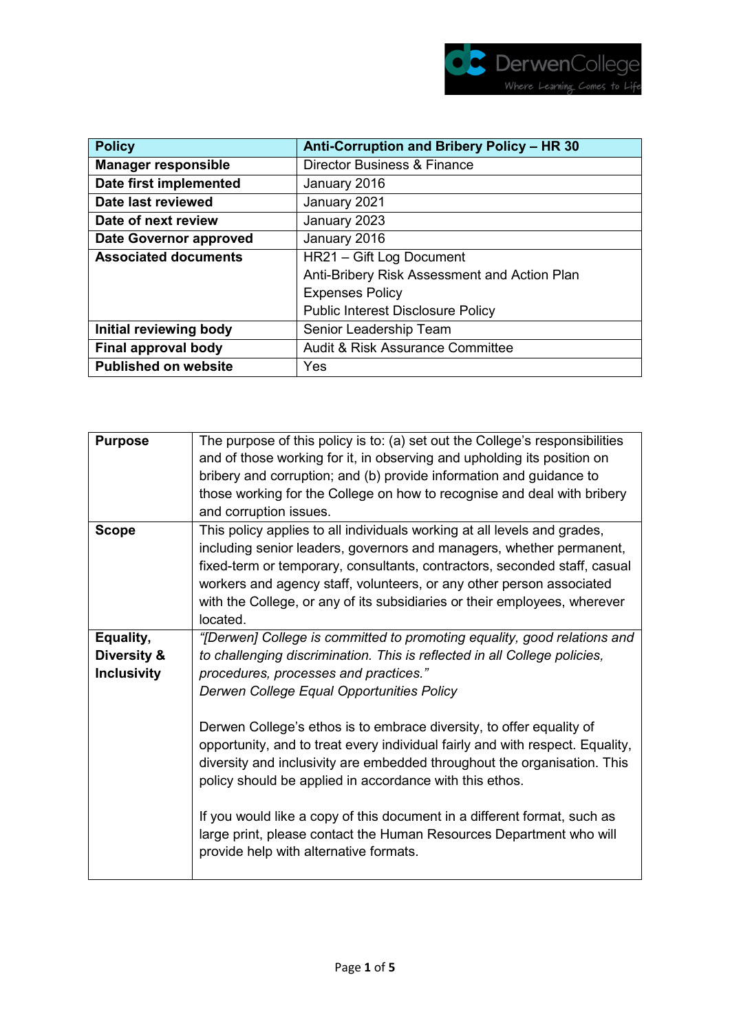| Policy | Anti-Corruption and Bribery Policy – HR 30 |
|---|---|
| Manager responsible | Director Business & Finance |
| Date first implemented | January 2016 |
| Date last reviewed | January 2021 |
| Date of next review | January 2023 |
| Date Governor approved | January 2016 |
| Associated documents | HR21 – Gift Log Document<br>Anti-Bribery Risk Assessment and Action Plan<br>Expenses Policy<br>Public Interest Disclosure Policy |
| Initial reviewing body | Senior Leadership Team |
| Final approval body | Audit & Risk Assurance Committee |
| Published on website | Yes |

| | |
|---|---|
| **Purpose** | The purpose of this policy is to: (a) set out the College's responsibilities and of those working for it, in observing and upholding its position on bribery and corruption; and (b) provide information and guidance to those working for the College on how to recognise and deal with bribery and corruption issues. |
| **Scope** | This policy applies to all individuals working at all levels and grades, including senior leaders, governors and managers, whether permanent, fixed-term or temporary, consultants, contractors, seconded staff, casual workers and agency staff, volunteers, or any other person associated with the College, or any of its subsidiaries or their employees, wherever located. |
| **Equality, Diversity & Inclusivity** | *"[Derwen] College is committed to promoting equality, good relations and to challenging discrimination. This is reflected in all College policies, procedures, processes and practices."*<br>*Derwen College Equal Opportunities Policy*<br><br>Derwen College's ethos is to embrace diversity, to offer equality of opportunity, and to treat every individual fairly and with respect. Equality, diversity and inclusivity are embedded throughout the organisation. This policy should be applied in accordance with this ethos.<br><br>If you would like a copy of this document in a different format, such as large print, please contact the Human Resources Department who will provide help with alternative formats. |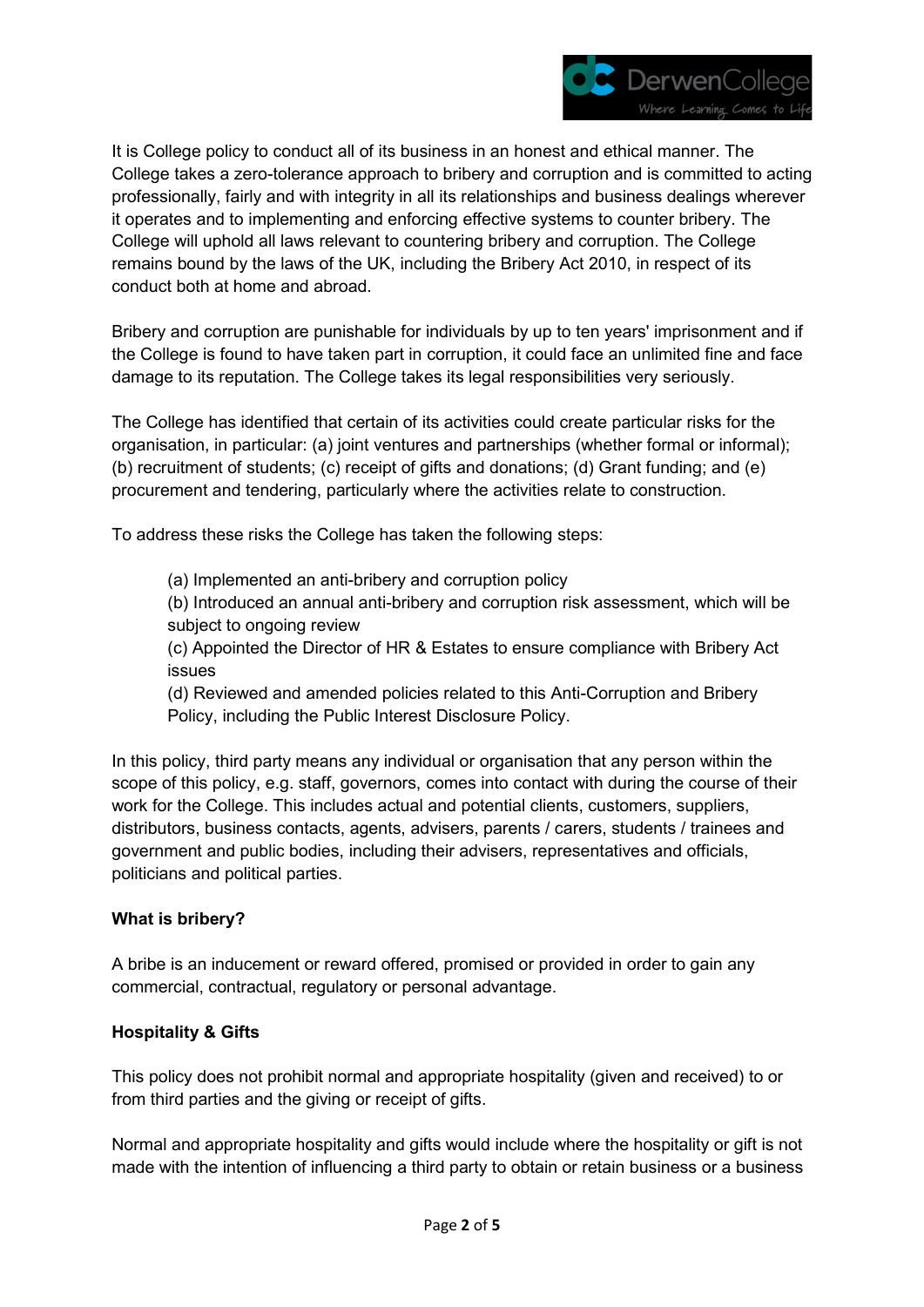It is College policy to conduct all of its business in an honest and ethical manner. The College takes a zero-tolerance approach to bribery and corruption and is committed to acting professionally, fairly and with integrity in all its relationships and business dealings wherever it operates and to implementing and enforcing effective systems to counter bribery. The College will uphold all laws relevant to countering bribery and corruption. The College remains bound by the laws of the UK, including the Bribery Act 2010, in respect of its conduct both at home and abroad.

Bribery and corruption are punishable for individuals by up to ten years' imprisonment and if the College is found to have taken part in corruption, it could face an unlimited fine and face damage to its reputation. The College takes its legal responsibilities very seriously.

The College has identified that certain of its activities could create particular risks for the organisation, in particular: (a) joint ventures and partnerships (whether formal or informal); (b) recruitment of students; (c) receipt of gifts and donations; (d) Grant funding; and (e) procurement and tendering, particularly where the activities relate to construction.

To address these risks the College has taken the following steps:

(a) Implemented an anti-bribery and corruption policy

(b) Introduced an annual anti-bribery and corruption risk assessment, which will be subject to ongoing review

(c) Appointed the Director of HR & Estates to ensure compliance with Bribery Act issues

(d) Reviewed and amended policies related to this Anti-Corruption and Bribery Policy, including the Public Interest Disclosure Policy.

In this policy, third party means any individual or organisation that any person within the scope of this policy, e.g. staff, governors, comes into contact with during the course of their work for the College. This includes actual and potential clients, customers, suppliers, distributors, business contacts, agents, advisers, parents / carers, students / trainees and government and public bodies, including their advisers, representatives and officials, politicians and political parties.

**What is bribery?**

A bribe is an inducement or reward offered, promised or provided in order to gain any commercial, contractual, regulatory or personal advantage.

**Hospitality & Gifts**

This policy does not prohibit normal and appropriate hospitality (given and received) to or from third parties and the giving or receipt of gifts.

Normal and appropriate hospitality and gifts would include where the hospitality or gift is not made with the intention of influencing a third party to obtain or retain business or a business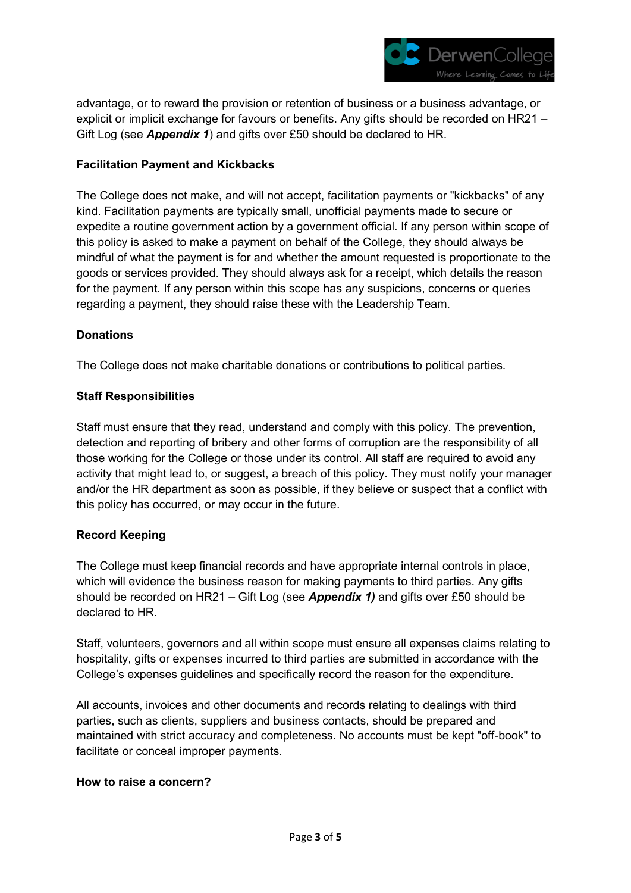advantage, or to reward the provision or retention of business or a business advantage, or explicit or implicit exchange for favours or benefits. Any gifts should be recorded on HR21 – Gift Log (see ***Appendix 1***) and gifts over £50 should be declared to HR.

**Facilitation Payment and Kickbacks**

The College does not make, and will not accept, facilitation payments or "kickbacks" of any kind. Facilitation payments are typically small, unofficial payments made to secure or expedite a routine government action by a government official. If any person within scope of this policy is asked to make a payment on behalf of the College, they should always be mindful of what the payment is for and whether the amount requested is proportionate to the goods or services provided. They should always ask for a receipt, which details the reason for the payment. If any person within this scope has any suspicions, concerns or queries regarding a payment, they should raise these with the Leadership Team.

**Donations**

The College does not make charitable donations or contributions to political parties.

**Staff Responsibilities**

Staff must ensure that they read, understand and comply with this policy. The prevention, detection and reporting of bribery and other forms of corruption are the responsibility of all those working for the College or those under its control. All staff are required to avoid any activity that might lead to, or suggest, a breach of this policy. They must notify your manager and/or the HR department as soon as possible, if they believe or suspect that a conflict with this policy has occurred, or may occur in the future.

**Record Keeping**

The College must keep financial records and have appropriate internal controls in place, which will evidence the business reason for making payments to third parties. Any gifts should be recorded on HR21 – Gift Log (see ***Appendix 1)*** and gifts over £50 should be declared to HR.

Staff, volunteers, governors and all within scope must ensure all expenses claims relating to hospitality, gifts or expenses incurred to third parties are submitted in accordance with the College's expenses guidelines and specifically record the reason for the expenditure.

All accounts, invoices and other documents and records relating to dealings with third parties, such as clients, suppliers and business contacts, should be prepared and maintained with strict accuracy and completeness. No accounts must be kept "off-book" to facilitate or conceal improper payments.

**How to raise a concern?**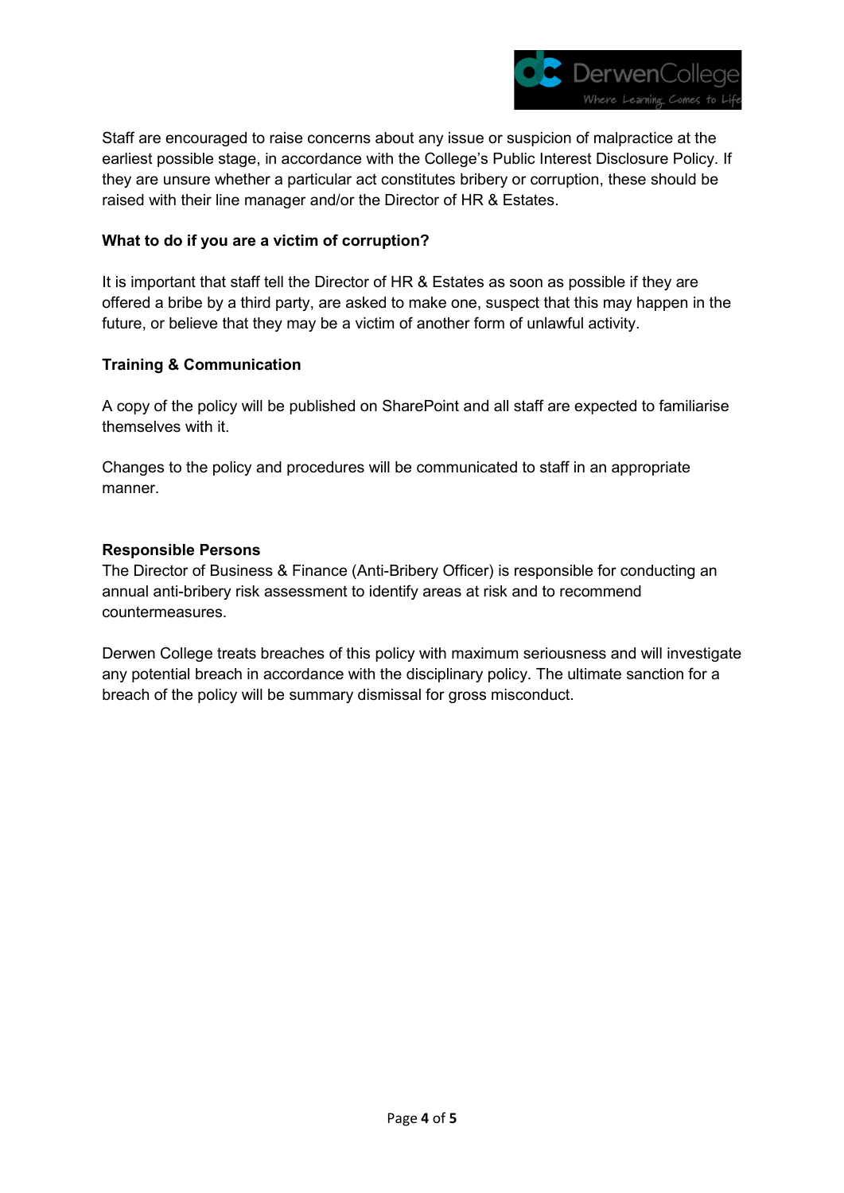Staff are encouraged to raise concerns about any issue or suspicion of malpractice at the earliest possible stage, in accordance with the College's Public Interest Disclosure Policy. If they are unsure whether a particular act constitutes bribery or corruption, these should be raised with their line manager and/or the Director of HR & Estates.

**What to do if you are a victim of corruption?**

It is important that staff tell the Director of HR & Estates as soon as possible if they are offered a bribe by a third party, are asked to make one, suspect that this may happen in the future, or believe that they may be a victim of another form of unlawful activity.

**Training & Communication**

A copy of the policy will be published on SharePoint and all staff are expected to familiarise themselves with it.

Changes to the policy and procedures will be communicated to staff in an appropriate manner.

**Responsible Persons**

The Director of Business & Finance (Anti-Bribery Officer) is responsible for conducting an annual anti-bribery risk assessment to identify areas at risk and to recommend countermeasures.

Derwen College treats breaches of this policy with maximum seriousness and will investigate any potential breach in accordance with the disciplinary policy. The ultimate sanction for a breach of the policy will be summary dismissal for gross misconduct.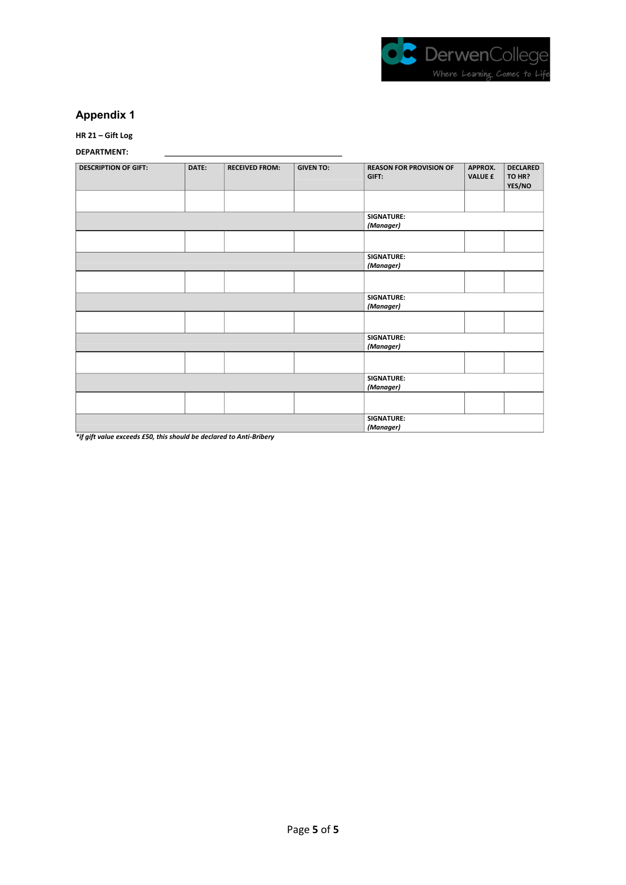## Appendix 1

**HR 21 – Gift Log**

**DEPARTMENT:** ______________________________

| DESCRIPTION OF GIFT: | DATE: | RECEIVED FROM: | GIVEN TO: | REASON FOR PROVISION OF GIFT: | APPROX. VALUE £ | DECLARED TO HR? YES/NO |
|---|---|---|---|---|---|---|
| | | | | | | |
| | | | | **SIGNATURE:** ***(Manager)*** | | |
| | | | | | | |
| | | | | **SIGNATURE:** ***(Manager)*** | | |
| | | | | | | |
| | | | | **SIGNATURE:** ***(Manager)*** | | |
| | | | | | | |
| | | | | **SIGNATURE:** ***(Manager)*** | | |
| | | | | | | |
| | | | | **SIGNATURE:** ***(Manager)*** | | |
| | | | | | | |
| | | | | **SIGNATURE:** ***(Manager)*** | | |

***if gift value exceeds £50, this should be declared to Anti-Bribery**